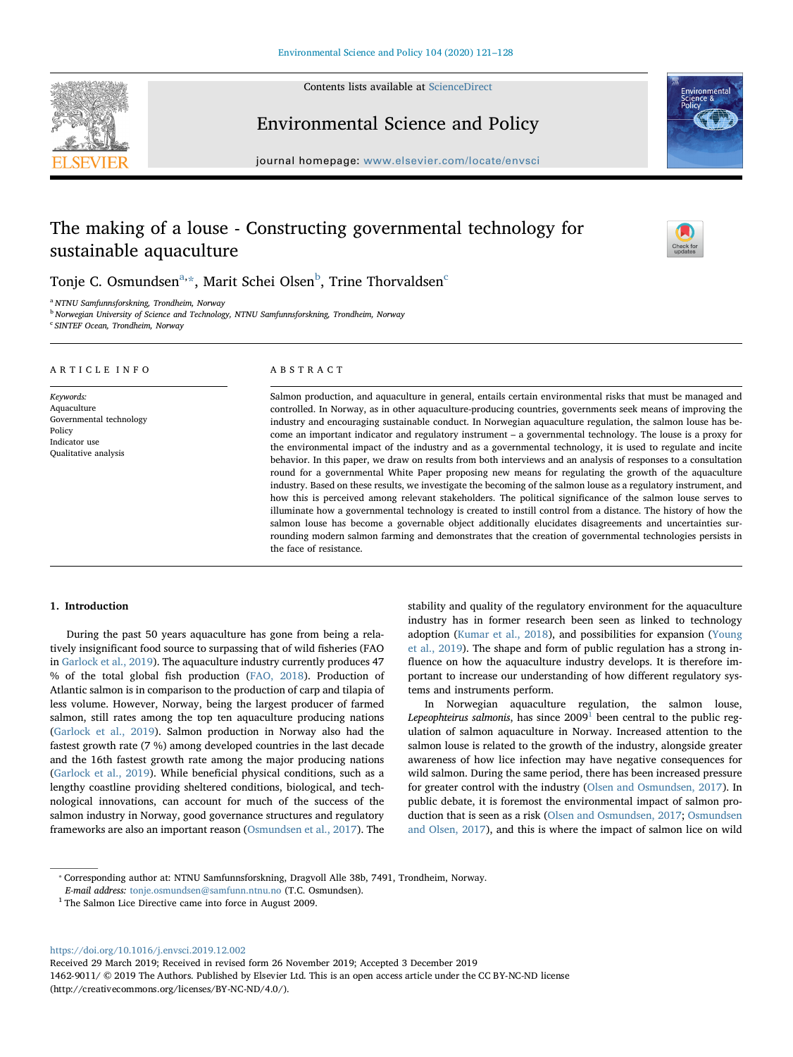# The making of a louse - Constructing governmental technology for sustainable aquaculture

Tonje C. Osmundsen[a,*], Marit Schei Olsen[b], Trine Thorvaldsen[c]

[a] NTNU Samfunnsforskning, Trondheim, Norway
[b] Norwegian University of Science and Technology, NTNU Samfunnsforskning, Trondheim, Norway
[c] SINTEF Ocean, Trondheim, Norway

**ARTICLE INFO**

*Keywords:*
Aquaculture
Governmental technology
Policy
Indicator use
Qualitative analysis

**ABSTRACT**

Salmon production, and aquaculture in general, entails certain environmental risks that must be managed and controlled. In Norway, as in other aquaculture-producing countries, governments seek means of improving the industry and encouraging sustainable conduct. In Norwegian aquaculture regulation, the salmon louse has become an important indicator and regulatory instrument – a governmental technology. The louse is a proxy for the environmental impact of the industry and as a governmental technology, it is used to regulate and incite behavior. In this paper, we draw on results from both interviews and an analysis of responses to a consultation round for a governmental White Paper proposing new means for regulating the growth of the aquaculture industry. Based on these results, we investigate the becoming of the salmon louse as a regulatory instrument, and how this is perceived among relevant stakeholders. The political significance of the salmon louse serves to illuminate how a governmental technology is created to instill control from a distance. The history of how the salmon louse has become a governable object additionally elucidates disagreements and uncertainties surrounding modern salmon farming and demonstrates that the creation of governmental technologies persists in the face of resistance.

## 1. Introduction

During the past 50 years aquaculture has gone from being a relatively insignificant food source to surpassing that of wild fisheries (FAO in Garlock et al., 2019). The aquaculture industry currently produces 47 % of the total global fish production (FAO, 2018). Production of Atlantic salmon is in comparison to the production of carp and tilapia of less volume. However, Norway, being the largest producer of farmed salmon, still rates among the top ten aquaculture producing nations (Garlock et al., 2019). Salmon production in Norway also had the fastest growth rate (7 %) among developed countries in the last decade and the 16th fastest growth rate among the major producing nations (Garlock et al., 2019). While beneficial physical conditions, such as a lengthy coastline providing sheltered conditions, biological, and technological innovations, can account for much of the success of the salmon industry in Norway, good governance structures and regulatory frameworks are also an important reason (Osmundsen et al., 2017). The stability and quality of the regulatory environment for the aquaculture industry has in former research been seen as linked to technology adoption (Kumar et al., 2018), and possibilities for expansion (Young et al., 2019). The shape and form of public regulation has a strong influence on how the aquaculture industry develops. It is therefore important to increase our understanding of how different regulatory systems and instruments perform.

In Norwegian aquaculture regulation, the salmon louse, *Lepeophteirus salmonis*, has since 2009[1] been central to the public regulation of salmon aquaculture in Norway. Increased attention to the salmon louse is related to the growth of the industry, alongside greater awareness of how lice infection may have negative consequences for wild salmon. During the same period, there has been increased pressure for greater control with the industry (Olsen and Osmundsen, 2017). In public debate, it is foremost the environmental impact of salmon production that is seen as a risk (Olsen and Osmundsen, 2017; Osmundsen and Olsen, 2017), and this is where the impact of salmon lice on wild

* Corresponding author at: NTNU Samfunnsforskning, Dragvoll Alle 38b, 7491, Trondheim, Norway.
*E-mail address:* tonje.osmundsen@samfunn.ntnu.no (T.C. Osmundsen).

[1] The Salmon Lice Directive came into force in August 2009.

https://doi.org/10.1016/j.envsci.2019.12.002
Received 29 March 2019; Received in revised form 26 November 2019; Accepted 3 December 2019
1462-9011/ © 2019 The Authors. Published by Elsevier Ltd. This is an open access article under the CC BY-NC-ND license (http://creativecommons.org/licenses/BY-NC-ND/4.0/).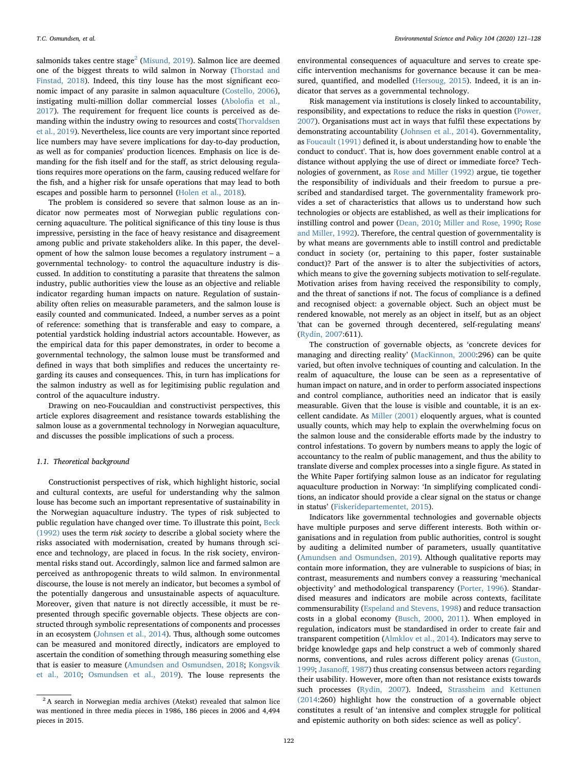salmonids takes centre stage[2] (Misund, 2019). Salmon lice are deemed one of the biggest threats to wild salmon in Norway (Thorstad and Finstad, 2018). Indeed, this tiny louse has the most significant economic impact of any parasite in salmon aquaculture (Costello, 2006), instigating multi-million dollar commercial losses (Abolofia et al., 2017). The requirement for frequent lice counts is perceived as demanding within the industry owing to resources and costs(Thorvaldsen et al., 2019). Nevertheless, lice counts are very important since reported lice numbers may have severe implications for day-to-day production, as well as for companies' production licences. Emphasis on lice is demanding for the fish itself and for the staff, as strict delousing regulations requires more operations on the farm, causing reduced welfare for the fish, and a higher risk for unsafe operations that may lead to both escapes and possible harm to personnel (Holen et al., 2018).

The problem is considered so severe that salmon louse as an indicator now permeates most of Norwegian public regulations concerning aquaculture. The political significance of this tiny louse is thus impressive, persisting in the face of heavy resistance and disagreement among public and private stakeholders alike. In this paper, the development of how the salmon louse becomes a regulatory instrument – a governmental technology- to control the aquaculture industry is discussed. In addition to constituting a parasite that threatens the salmon industry, public authorities view the louse as an objective and reliable indicator regarding human impacts on nature. Regulation of sustainability often relies on measurable parameters, and the salmon louse is easily counted and communicated. Indeed, a number serves as a point of reference: something that is transferable and easy to compare, a potential yardstick holding industrial actors accountable. However, as the empirical data for this paper demonstrates, in order to become a governmental technology, the salmon louse must be transformed and defined in ways that both simplifies and reduces the uncertainty regarding its causes and consequences. This, in turn has implications for the salmon industry as well as for legitimising public regulation and control of the aquaculture industry.

Drawing on neo-Foucauldian and constructivist perspectives, this article explores disagreement and resistance towards establishing the salmon louse as a governmental technology in Norwegian aquaculture, and discusses the possible implications of such a process.

### 1.1. Theoretical background

Constructionist perspectives of risk, which highlight historic, social and cultural contexts, are useful for understanding why the salmon louse has become such an important representative of sustainability in the Norwegian aquaculture industry. The types of risk subjected to public regulation have changed over time. To illustrate this point, Beck (1992) uses the term *risk society* to describe a global society where the risks associated with modernisation, created by humans through science and technology, are placed in focus. In the risk society, environmental risks stand out. Accordingly, salmon lice and farmed salmon are perceived as anthropogenic threats to wild salmon. In environmental discourse, the louse is not merely an indicator, but becomes a symbol of the potentially dangerous and unsustainable aspects of aquaculture. Moreover, given that nature is not directly accessible, it must be represented through specific governable objects. These objects are constructed through symbolic representations of components and processes in an ecosystem (Johnsen et al., 2014). Thus, although some outcomes can be measured and monitored directly, indicators are employed to ascertain the condition of something through measuring something else that is easier to measure (Amundsen and Osmundsen, 2018; Kongsvik et al., 2010; Osmundsen et al., 2019). The louse represents the environmental consequences of aquaculture and serves to create specific intervention mechanisms for governance because it can be measured, quantified, and modelled (Hersoug, 2015). Indeed, it is an indicator that serves as a governmental technology.

Risk management via institutions is closely linked to accountability, responsibility, and expectations to reduce the risks in question (Power, 2007). Organisations must act in ways that fulfil these expectations by demonstrating accountability (Johnsen et al., 2014). Governmentality, as Foucault (1991) defined it, is about understanding how to enable 'the conduct to conduct'. That is, how does government enable control at a distance without applying the use of direct or immediate force? Technologies of government, as Rose and Miller (1992) argue, tie together the responsibility of individuals and their freedom to pursue a prescribed and standardised target. The governmentality framework provides a set of characteristics that allows us to understand how such technologies or objects are established, as well as their implications for instilling control and power (Dean, 2010; Miller and Rose, 1990; Rose and Miller, 1992). Therefore, the central question of governmentality is by what means are governments able to instill control and predictable conduct in society (or, pertaining to this paper, foster sustainable conduct)? Part of the answer is to alter the subjectivities of actors, which means to give the governing subjects motivation to self-regulate. Motivation arises from having received the responsibility to comply, and the threat of sanctions if not. The focus of compliance is a defined and recognised object: a governable object. Such an object must be rendered knowable, not merely as an object in itself, but as an object 'that can be governed through decentered, self-regulating means' (Rydin, 2007:611).

The construction of governable objects, as 'concrete devices for managing and directing reality' (MacKinnon, 2000:296) can be quite varied, but often involve techniques of counting and calculation. In the realm of aquaculture, the louse can be seen as a representative of human impact on nature, and in order to perform associated inspections and control compliance, authorities need an indicator that is easily measurable. Given that the louse is visible and countable, it is an excellent candidate. As Miller (2001) eloquently argues, what is counted usually counts, which may help to explain the overwhelming focus on the salmon louse and the considerable efforts made by the industry to control infestations. To govern by numbers means to apply the logic of accountancy to the realm of public management, and thus the ability to translate diverse and complex processes into a single figure. As stated in the White Paper fortifying salmon louse as an indicator for regulating aquaculture production in Norway: 'In simplifying complicated conditions, an indicator should provide a clear signal on the status or change in status' (Fiskeridepartementet, 2015).

Indicators like governmental technologies and governable objects have multiple purposes and serve different interests. Both within organisations and in regulation from public authorities, control is sought by auditing a delimited number of parameters, usually quantitative (Amundsen and Osmundsen, 2019). Although qualitative reports may contain more information, they are vulnerable to suspicions of bias; in contrast, measurements and numbers convey a reassuring 'mechanical objectivity' and methodological transparency (Porter, 1996). Standardised measures and indicators are mobile across contexts, facilitate commensurability (Espeland and Stevens, 1998) and reduce transaction costs in a global economy (Busch, 2000, 2011). When employed in regulation, indicators must be standardised in order to create fair and transparent competition (Almklov et al., 2014). Indicators may serve to bridge knowledge gaps and help construct a web of commonly shared norms, conventions, and rules across different policy arenas (Guston, 1999; Jasanoff, 1987) thus creating consensus between actors regarding their usability. However, more often than not resistance exists towards such processes (Rydin, 2007). Indeed, Strassheim and Kettunen (2014:260) highlight how the construction of a governable object constitutes a result of 'an intensive and complex struggle for political and epistemic authority on both sides: science as well as policy'.

[2] A search in Norwegian media archives (Atekst) revealed that salmon lice was mentioned in three media pieces in 1986, 186 pieces in 2006 and 4,494 pieces in 2015.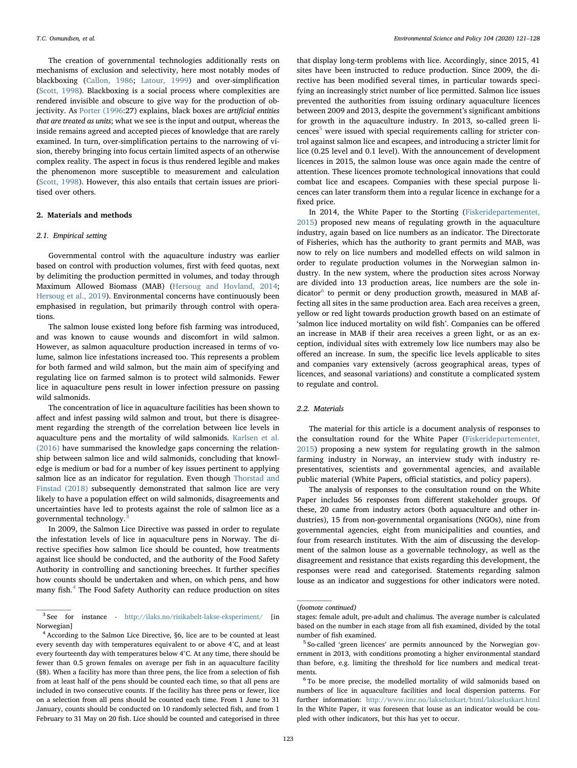The creation of governmental technologies additionally rests on mechanisms of exclusion and selectivity, here most notably modes of blackboxing (Callon, 1986; Latour, 1999) and over-simplification (Scott, 1998). Blackboxing is a social process where complexities are rendered invisible and obscure to give way for the production of objectivity. As Porter (1996:27) explains, black boxes are *artificial entities that are treated as units*; what we see is the input and output, whereas the inside remains agreed and accepted pieces of knowledge that are rarely examined. In turn, over-simplification pertains to the narrowing of vision, thereby bringing into focus certain limited aspects of an otherwise complex reality. The aspect in focus is thus rendered legible and makes the phenomenon more susceptible to measurement and calculation (Scott, 1998). However, this also entails that certain issues are prioritised over others.

## 2. Materials and methods

### 2.1. Empirical setting

Governmental control with the aquaculture industry was earlier based on control with production volumes, first with feed quotas, next by delimiting the production permitted in volumes, and today through Maximum Allowed Biomass (MAB) (Hersoug and Hovland, 2014; Hersoug et al., 2019). Environmental concerns have continuously been emphasised in regulation, but primarily through control with operations.

The salmon louse existed long before fish farming was introduced, and was known to cause wounds and discomfort in wild salmon. However, as salmon aquaculture production increased in terms of volume, salmon lice infestations increased too. This represents a problem for both farmed and wild salmon, but the main aim of specifying and regulating lice on farmed salmon is to protect wild salmonids. Fewer lice in aquaculture pens result in lower infection pressure on passing wild salmonids.

The concentration of lice in aquaculture facilities has been shown to affect and infest passing wild salmon and trout, but there is disagreement regarding the strength of the correlation between lice levels in aquaculture pens and the mortality of wild salmonids. Karlsen et al. (2016) have summarised the knowledge gaps concerning the relationship between salmon lice and wild salmonids, concluding that knowledge is medium or bad for a number of key issues pertinent to applying salmon lice as an indicator for regulation. Even though Thorstad and Finstad (2018) subsequently demonstrated that salmon lice are very likely to have a population effect on wild salmonids, disagreements and uncertainties have led to protests against the role of salmon lice as a governmental technology.[3]

In 2009, the Salmon Lice Directive was passed in order to regulate the infestation levels of lice in aquaculture pens in Norway. The directive specifies how salmon lice should be counted, how treatments against lice should be conducted, and the authority of the Food Safety Authority in controlling and sanctioning breeches. It further specifies how counts should be undertaken and when, on which pens, and how many fish.[4] The Food Safety Authority can reduce production on sites that display long-term problems with lice. Accordingly, since 2015, 41 sites have been instructed to reduce production. Since 2009, the directive has been modified several times, in particular towards specifying an increasingly strict number of lice permitted. Salmon lice issues prevented the authorities from issuing ordinary aquaculture licences between 2009 and 2013, despite the government's significant ambitions for growth in the aquaculture industry. In 2013, so-called green licences[5] were issued with special requirements calling for stricter control against salmon lice and escapees, and introducing a stricter limit for lice (0.25 level and 0.1 level). With the announcement of development licences in 2015, the salmon louse was once again made the centre of attention. These licences promote technological innovations that could combat lice and escapees. Companies with these special purpose licences can later transform them into a regular licence in exchange for a fixed price.

In 2014, the White Paper to the Storting (Fiskeridepartementet, 2015) proposed new means of regulating growth in the aquaculture industry, again based on lice numbers as an indicator. The Directorate of Fisheries, which has the authority to grant permits and MAB, was now to rely on lice numbers and modelled effects on wild salmon in order to regulate production volumes in the Norwegian salmon industry. In the new system, where the production sites across Norway are divided into 13 production areas, lice numbers are the sole indicator[6] to permit or deny production growth, measured in MAB affecting all sites in the same production area. Each area receives a green, yellow or red light towards production growth based on an estimate of 'salmon lice induced mortality on wild fish'. Companies can be offered an increase in MAB if their area receives a green light, or as an exception, individual sites with extremely low lice numbers may also be offered an increase. In sum, the specific lice levels applicable to sites and companies vary extensively (across geographical areas, types of licences, and seasonal variations) and constitute a complicated system to regulate and control.

### 2.2. Materials

The material for this article is a document analysis of responses to the consultation round for the White Paper (Fiskeridepartementet, 2015) proposing a new system for regulating growth in the salmon farming industry in Norway, an interview study with industry representatives, scientists and governmental agencies, and available public material (White Papers, official statistics, and policy papers).

The analysis of responses to the consultation round on the White Paper includes 56 responses from different stakeholder groups. Of these, 20 came from industry actors (both aquaculture and other industries), 15 from non-governmental organisations (NGOs), nine from governmental agencies, eight from municipalities and counties, and four from research institutes. With the aim of discussing the development of the salmon louse as a governable technology, as well as the disagreement and resistance that exists regarding this development, the responses were read and categorised. Statements regarding salmon louse as an indicator and suggestions for other indicators were noted.

---

[3] See for instance - http://ilaks.no/risikabelt-lakse-eksperiment/ [in Norwegian]

[4] According to the Salmon Lice Directive, §6, lice are to be counted at least every seventh day with temperatures equivalent to or above 4°C, and at least every fourteenth day with temperatures below 4°C. At any time, there should be fewer than 0.5 grown females on average per fish in an aquaculture facility (§8). When a facility has more than three pens, the lice from a selection of fish from at least half of the pens should be counted each time, so that all pens are included in two consecutive counts. If the facility has three pens or fewer, lice on a selection from all pens should be counted each time. From 1 June to 31 January, counts should be conducted on 10 randomly selected fish, and from 1 February to 31 May on 20 fish. Lice should be counted and categorised in three stages: female adult, pre-adult and chalimus. The average number is calculated based on the number in each stage from all fish examined, divided by the total number of fish examined.

[5] So-called 'green licences' are permits announced by the Norwegian government in 2013, with conditions promoting a higher environmental standard than before, e.g. limiting the threshold for lice numbers and medical treatments.

[6] To be more precise, the modelled mortality of wild salmonids based on numbers of lice in aquaculture facilities and local dispersion patterns. For further information: http://www.imr.no/lakseluskart/html/lakseluskart.html In the White Paper, it was foreseen that louse as an indicator would be coupled with other indicators, but this has yet to occur.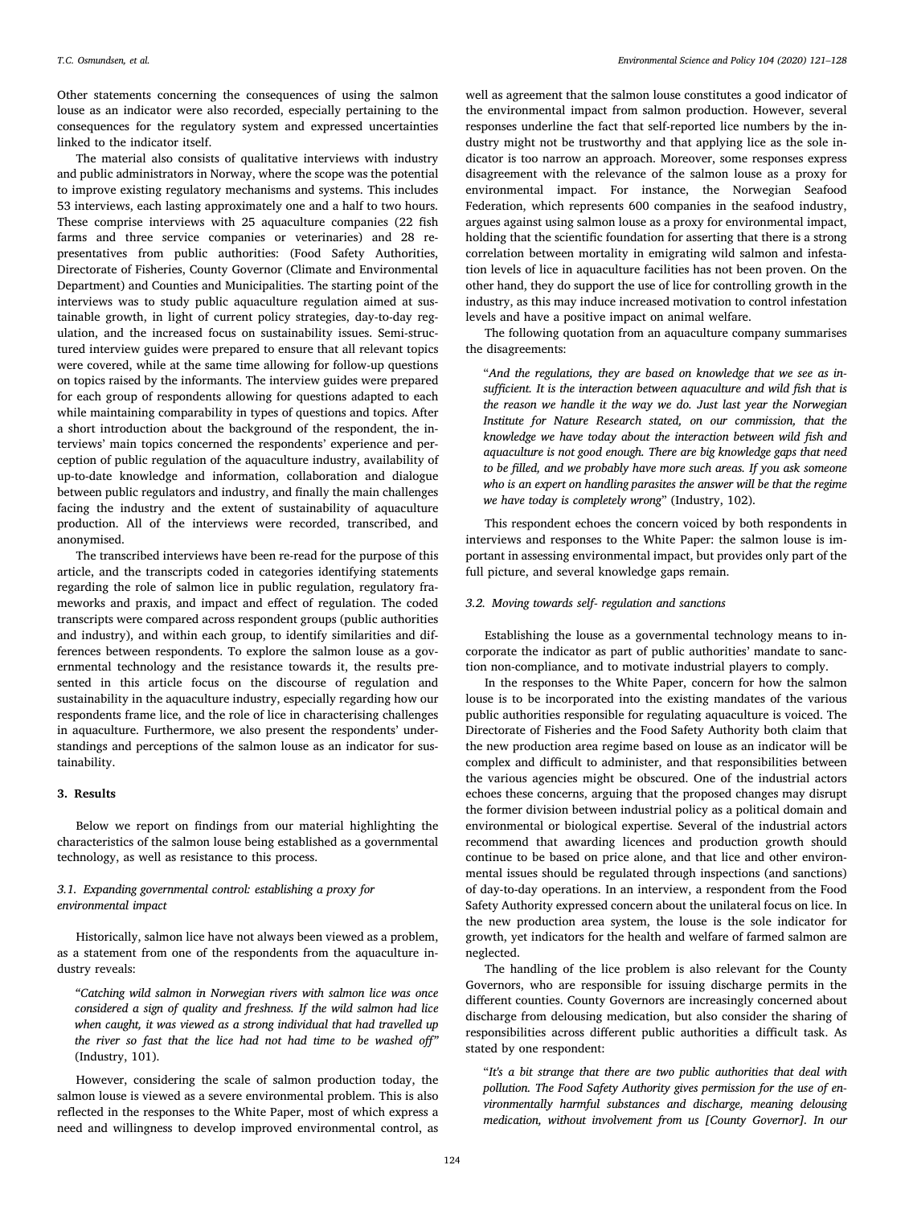Other statements concerning the consequences of using the salmon louse as an indicator were also recorded, especially pertaining to the consequences for the regulatory system and expressed uncertainties linked to the indicator itself.

The material also consists of qualitative interviews with industry and public administrators in Norway, where the scope was the potential to improve existing regulatory mechanisms and systems. This includes 53 interviews, each lasting approximately one and a half to two hours. These comprise interviews with 25 aquaculture companies (22 fish farms and three service companies or veterinaries) and 28 representatives from public authorities: (Food Safety Authorities, Directorate of Fisheries, County Governor (Climate and Environmental Department) and Counties and Municipalities. The starting point of the interviews was to study public aquaculture regulation aimed at sustainable growth, in light of current policy strategies, day-to-day regulation, and the increased focus on sustainability issues. Semi-structured interview guides were prepared to ensure that all relevant topics were covered, while at the same time allowing for follow-up questions on topics raised by the informants. The interview guides were prepared for each group of respondents allowing for questions adapted to each while maintaining comparability in types of questions and topics. After a short introduction about the background of the respondent, the interviews' main topics concerned the respondents' experience and perception of public regulation of the aquaculture industry, availability of up-to-date knowledge and information, collaboration and dialogue between public regulators and industry, and finally the main challenges facing the industry and the extent of sustainability of aquaculture production. All of the interviews were recorded, transcribed, and anonymised.

The transcribed interviews have been re-read for the purpose of this article, and the transcripts coded in categories identifying statements regarding the role of salmon lice in public regulation, regulatory frameworks and praxis, and impact and effect of regulation. The coded transcripts were compared across respondent groups (public authorities and industry), and within each group, to identify similarities and differences between respondents. To explore the salmon louse as a governmental technology and the resistance towards it, the results presented in this article focus on the discourse of regulation and sustainability in the aquaculture industry, especially regarding how our respondents frame lice, and the role of lice in characterising challenges in aquaculture. Furthermore, we also present the respondents' understandings and perceptions of the salmon louse as an indicator for sustainability.

## 3. Results

Below we report on findings from our material highlighting the characteristics of the salmon louse being established as a governmental technology, as well as resistance to this process.

### 3.1. Expanding governmental control: establishing a proxy for environmental impact

Historically, salmon lice have not always been viewed as a problem, as a statement from one of the respondents from the aquaculture industry reveals:

> *"Catching wild salmon in Norwegian rivers with salmon lice was once considered a sign of quality and freshness. If the wild salmon had lice when caught, it was viewed as a strong individual that had travelled up the river so fast that the lice had not had time to be washed off"* (Industry, 101).

However, considering the scale of salmon production today, the salmon louse is viewed as a severe environmental problem. This is also reflected in the responses to the White Paper, most of which express a need and willingness to develop improved environmental control, as well as agreement that the salmon louse constitutes a good indicator of the environmental impact from salmon production. However, several responses underline the fact that self-reported lice numbers by the industry might not be trustworthy and that applying lice as the sole indicator is too narrow an approach. Moreover, some responses express disagreement with the relevance of the salmon louse as a proxy for environmental impact. For instance, the Norwegian Seafood Federation, which represents 600 companies in the seafood industry, argues against using salmon louse as a proxy for environmental impact, holding that the scientific foundation for asserting that there is a strong correlation between mortality in emigrating wild salmon and infestation levels of lice in aquaculture facilities has not been proven. On the other hand, they do support the use of lice for controlling growth in the industry, as this may induce increased motivation to control infestation levels and have a positive impact on animal welfare.

The following quotation from an aquaculture company summarises the disagreements:

> "*And the regulations, they are based on knowledge that we see as insufficient. It is the interaction between aquaculture and wild fish that is the reason we handle it the way we do. Just last year the Norwegian Institute for Nature Research stated, on our commission, that the knowledge we have today about the interaction between wild fish and aquaculture is not good enough. There are big knowledge gaps that need to be filled, and we probably have more such areas. If you ask someone who is an expert on handling parasites the answer will be that the regime we have today is completely wrong*" (Industry, 102).

This respondent echoes the concern voiced by both respondents in interviews and responses to the White Paper: the salmon louse is important in assessing environmental impact, but provides only part of the full picture, and several knowledge gaps remain.

### 3.2. Moving towards self- regulation and sanctions

Establishing the louse as a governmental technology means to incorporate the indicator as part of public authorities' mandate to sanction non-compliance, and to motivate industrial players to comply.

In the responses to the White Paper, concern for how the salmon louse is to be incorporated into the existing mandates of the various public authorities responsible for regulating aquaculture is voiced. The Directorate of Fisheries and the Food Safety Authority both claim that the new production area regime based on louse as an indicator will be complex and difficult to administer, and that responsibilities between the various agencies might be obscured. One of the industrial actors echoes these concerns, arguing that the proposed changes may disrupt the former division between industrial policy as a political domain and environmental or biological expertise. Several of the industrial actors recommend that awarding licences and production growth should continue to be based on price alone, and that lice and other environmental issues should be regulated through inspections (and sanctions) of day-to-day operations. In an interview, a respondent from the Food Safety Authority expressed concern about the unilateral focus on lice. In the new production area system, the louse is the sole indicator for growth, yet indicators for the health and welfare of farmed salmon are neglected.

The handling of the lice problem is also relevant for the County Governors, who are responsible for issuing discharge permits in the different counties. County Governors are increasingly concerned about discharge from delousing medication, but also consider the sharing of responsibilities across different public authorities a difficult task. As stated by one respondent:

> "*It's a bit strange that there are two public authorities that deal with pollution. The Food Safety Authority gives permission for the use of environmentally harmful substances and discharge, meaning delousing medication, without involvement from us [County Governor]. In our*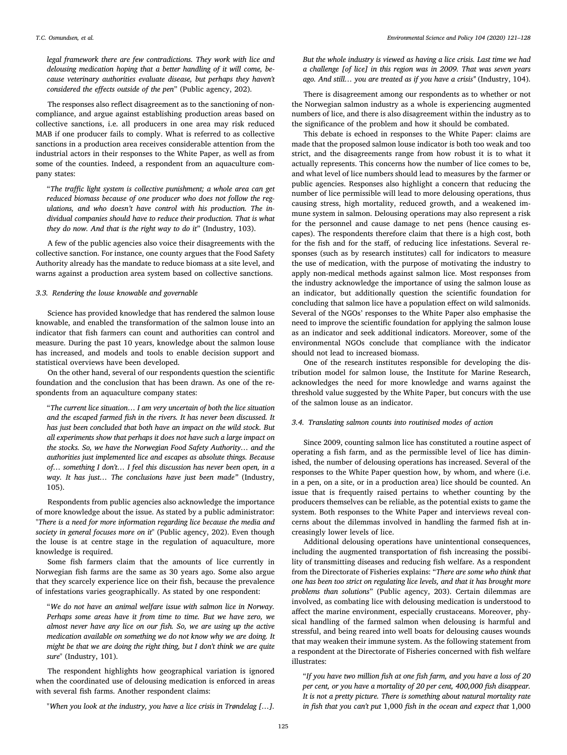*legal framework there are few contradictions. They work with lice and delousing medication hoping that a better handling of it will come, because veterinary authorities evaluate disease, but perhaps they haven't considered the effects outside of the pen*" (Public agency, 202).

The responses also reflect disagreement as to the sanctioning of non-compliance, and argue against establishing production areas based on collective sanctions, i.e. all producers in one area may risk reduced MAB if one producer fails to comply. What is referred to as collective sanctions in a production area receives considerable attention from the industrial actors in their responses to the White Paper, as well as from some of the counties. Indeed, a respondent from an aquaculture company states:

> "*The traffic light system is collective punishment; a whole area can get reduced biomass because of one producer who does not follow the regulations, and who doesn't have control with his production. The individual companies should have to reduce their production. That is what they do now. And that is the right way to do it*" (Industry, 103).

A few of the public agencies also voice their disagreements with the collective sanction. For instance, one county argues that the Food Safety Authority already has the mandate to reduce biomass at a site level, and warns against a production area system based on collective sanctions.

### 3.3. Rendering the louse knowable and governable

Science has provided knowledge that has rendered the salmon louse knowable, and enabled the transformation of the salmon louse into an indicator that fish farmers can count and authorities can control and measure. During the past 10 years, knowledge about the salmon louse has increased, and models and tools to enable decision support and statistical overviews have been developed.

On the other hand, several of our respondents question the scientific foundation and the conclusion that has been drawn. As one of the respondents from an aquaculture company states:

> "*The current lice situation… I am very uncertain of both the lice situation and the escaped farmed fish in the rivers. It has never been discussed. It has just been concluded that both have an impact on the wild stock. But all experiments show that perhaps it does not have such a large impact on the stocks. So, we have the Norwegian Food Safety Authority… and the authorities just implemented lice and escapes as absolute things. Because of… something I don't… I feel this discussion has never been open, in a way. It has just… The conclusions have just been made*" (Industry, 105).

Respondents from public agencies also acknowledge the importance of more knowledge about the issue. As stated by a public administrator: "*There is a need for more information regarding lice because the media and society in general focuses more on it*" (Public agency, 202). Even though the louse is at centre stage in the regulation of aquaculture, more knowledge is required.

Some fish farmers claim that the amounts of lice currently in Norwegian fish farms are the same as 30 years ago. Some also argue that they scarcely experience lice on their fish, because the prevalence of infestations varies geographically. As stated by one respondent:

> "*We do not have an animal welfare issue with salmon lice in Norway. Perhaps some areas have it from time to time. But we have zero, we almost never have any lice on our fish. So, we are using up the active medication available on something we do not know why we are doing. It might be that we are doing the right thing, but I don't think we are quite sure*" (Industry, 101).

The respondent highlights how geographical variation is ignored when the coordinated use of delousing medication is enforced in areas with several fish farms. Another respondent claims:

> "*When you look at the industry, you have a lice crisis in Trøndelag […]. But the whole industry is viewed as having a lice crisis. Last time we had a challenge [of lice] in this region was in 2009. That was seven years ago. And still… you are treated as if you have a crisis*" (Industry, 104).

There is disagreement among our respondents as to whether or not the Norwegian salmon industry as a whole is experiencing augmented numbers of lice, and there is also disagreement within the industry as to the significance of the problem and how it should be combated.

This debate is echoed in responses to the White Paper: claims are made that the proposed salmon louse indicator is both too weak and too strict, and the disagreements range from how robust it is to what it actually represents. This concerns how the number of lice comes to be, and what level of lice numbers should lead to measures by the farmer or public agencies. Responses also highlight a concern that reducing the number of lice permissible will lead to more delousing operations, thus causing stress, high mortality, reduced growth, and a weakened immune system in salmon. Delousing operations may also represent a risk for the personnel and cause damage to net pens (hence causing escapes). The respondents therefore claim that there is a high cost, both for the fish and for the staff, of reducing lice infestations. Several responses (such as by research institutes) call for indicators to measure the use of medication, with the purpose of motivating the industry to apply non-medical methods against salmon lice. Most responses from the industry acknowledge the importance of using the salmon louse as an indicator, but additionally question the scientific foundation for concluding that salmon lice have a population effect on wild salmonids. Several of the NGOs' responses to the White Paper also emphasise the need to improve the scientific foundation for applying the salmon louse as an indicator and seek additional indicators. Moreover, some of the environmental NGOs conclude that compliance with the indicator should not lead to increased biomass.

One of the research institutes responsible for developing the distribution model for salmon louse, the Institute for Marine Research, acknowledges the need for more knowledge and warns against the threshold value suggested by the White Paper, but concurs with the use of the salmon louse as an indicator.

### 3.4. Translating salmon counts into routinised modes of action

Since 2009, counting salmon lice has constituted a routine aspect of operating a fish farm, and as the permissible level of lice has diminished, the number of delousing operations has increased. Several of the responses to the White Paper question how, by whom, and where (i.e. in a pen, on a site, or in a production area) lice should be counted. An issue that is frequently raised pertains to whether counting by the producers themselves can be reliable, as the potential exists to game the system. Both responses to the White Paper and interviews reveal concerns about the dilemmas involved in handling the farmed fish at increasingly lower levels of lice.

Additional delousing operations have unintentional consequences, including the augmented transportation of fish increasing the possibility of transmitting diseases and reducing fish welfare. As a respondent from the Directorate of Fisheries explains: "*There are some who think that one has been too strict on regulating lice levels, and that it has brought more problems than solutions*" (Public agency, 203). Certain dilemmas are involved, as combating lice with delousing medication is understood to affect the marine environment, especially crustaceans. Moreover, physical handling of the farmed salmon when delousing is harmful and stressful, and being reared into well boats for delousing causes wounds that may weaken their immune system. As the following statement from a respondent at the Directorate of Fisheries concerned with fish welfare illustrates:

> "*If you have two million fish at one fish farm, and you have a loss of 20 per cent, or you have a mortality of 20 per cent, 400,000 fish disappear. It is not a pretty picture. There is something about natural mortality rate in fish that you can't put* 1,000 *fish in the ocean and expect that* 1,000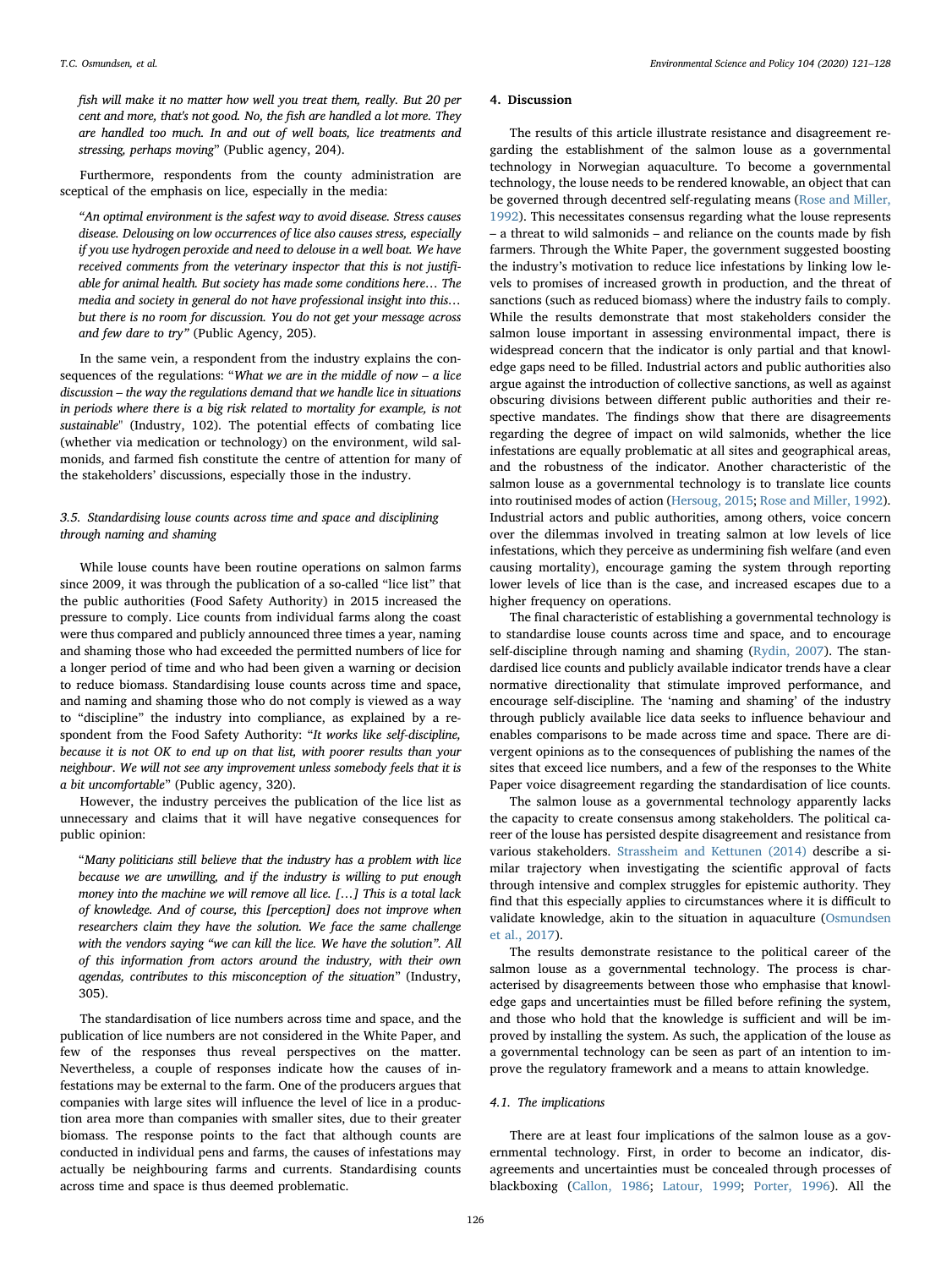*fish will make it no matter how well you treat them, really. But 20 per cent and more, that's not good. No, the fish are handled a lot more. They are handled too much. In and out of well boats, lice treatments and stressing, perhaps moving*" (Public agency, 204).

Furthermore, respondents from the county administration are sceptical of the emphasis on lice, especially in the media:

*"An optimal environment is the safest way to avoid disease. Stress causes disease. Delousing on low occurrences of lice also causes stress, especially if you use hydrogen peroxide and need to delouse in a well boat. We have received comments from the veterinary inspector that this is not justifiable for animal health. But society has made some conditions here… The media and society in general do not have professional insight into this… but there is no room for discussion. You do not get your message across and few dare to try"* (Public Agency, 205).

In the same vein, a respondent from the industry explains the consequences of the regulations: "*What we are in the middle of now – a lice discussion – the way the regulations demand that we handle lice in situations in periods where there is a big risk related to mortality for example, is not sustainable*" (Industry, 102). The potential effects of combating lice (whether via medication or technology) on the environment, wild salmonids, and farmed fish constitute the centre of attention for many of the stakeholders' discussions, especially those in the industry.

### 3.5. Standardising louse counts across time and space and disciplining through naming and shaming

While louse counts have been routine operations on salmon farms since 2009, it was through the publication of a so-called "lice list" that the public authorities (Food Safety Authority) in 2015 increased the pressure to comply. Lice counts from individual farms along the coast were thus compared and publicly announced three times a year, naming and shaming those who had exceeded the permitted numbers of lice for a longer period of time and who had been given a warning or decision to reduce biomass. Standardising louse counts across time and space, and naming and shaming those who do not comply is viewed as a way to "discipline" the industry into compliance, as explained by a respondent from the Food Safety Authority: "*It works like self-discipline, because it is not OK to end up on that list, with poorer results than your neighbour. We will not see any improvement unless somebody feels that it is a bit uncomfortable*" (Public agency, 320).

However, the industry perceives the publication of the lice list as unnecessary and claims that it will have negative consequences for public opinion:

"*Many politicians still believe that the industry has a problem with lice because we are unwilling, and if the industry is willing to put enough money into the machine we will remove all lice. […] This is a total lack of knowledge. And of course, this [perception] does not improve when researchers claim they have the solution. We face the same challenge with the vendors saying "we can kill the lice. We have the solution". All of this information from actors around the industry, with their own agendas, contributes to this misconception of the situation*" (Industry, 305).

The standardisation of lice numbers across time and space, and the publication of lice numbers are not considered in the White Paper, and few of the responses thus reveal perspectives on the matter. Nevertheless, a couple of responses indicate how the causes of infestations may be external to the farm. One of the producers argues that companies with large sites will influence the level of lice in a production area more than companies with smaller sites, due to their greater biomass. The response points to the fact that although counts are conducted in individual pens and farms, the causes of infestations may actually be neighbouring farms and currents. Standardising counts across time and space is thus deemed problematic.

## 4. Discussion

The results of this article illustrate resistance and disagreement regarding the establishment of the salmon louse as a governmental technology in Norwegian aquaculture. To become a governmental technology, the louse needs to be rendered knowable, an object that can be governed through decentred self-regulating means (Rose and Miller, 1992). This necessitates consensus regarding what the louse represents – a threat to wild salmonids – and reliance on the counts made by fish farmers. Through the White Paper, the government suggested boosting the industry's motivation to reduce lice infestations by linking low levels to promises of increased growth in production, and the threat of sanctions (such as reduced biomass) where the industry fails to comply. While the results demonstrate that most stakeholders consider the salmon louse important in assessing environmental impact, there is widespread concern that the indicator is only partial and that knowledge gaps need to be filled. Industrial actors and public authorities also argue against the introduction of collective sanctions, as well as against obscuring divisions between different public authorities and their respective mandates. The findings show that there are disagreements regarding the degree of impact on wild salmonids, whether the lice infestations are equally problematic at all sites and geographical areas, and the robustness of the indicator. Another characteristic of the salmon louse as a governmental technology is to translate lice counts into routinised modes of action (Hersoug, 2015; Rose and Miller, 1992). Industrial actors and public authorities, among others, voice concern over the dilemmas involved in treating salmon at low levels of lice infestations, which they perceive as undermining fish welfare (and even causing mortality), encourage gaming the system through reporting lower levels of lice than is the case, and increased escapes due to a higher frequency on operations.

The final characteristic of establishing a governmental technology is to standardise louse counts across time and space, and to encourage self-discipline through naming and shaming (Rydin, 2007). The standardised lice counts and publicly available indicator trends have a clear normative directionality that stimulate improved performance, and encourage self-discipline. The 'naming and shaming' of the industry through publicly available lice data seeks to influence behaviour and enables comparisons to be made across time and space. There are divergent opinions as to the consequences of publishing the names of the sites that exceed lice numbers, and a few of the responses to the White Paper voice disagreement regarding the standardisation of lice counts.

The salmon louse as a governmental technology apparently lacks the capacity to create consensus among stakeholders. The political career of the louse has persisted despite disagreement and resistance from various stakeholders. Strassheim and Kettunen (2014) describe a similar trajectory when investigating the scientific approval of facts through intensive and complex struggles for epistemic authority. They find that this especially applies to circumstances where it is difficult to validate knowledge, akin to the situation in aquaculture (Osmundsen et al., 2017).

The results demonstrate resistance to the political career of the salmon louse as a governmental technology. The process is characterised by disagreements between those who emphasise that knowledge gaps and uncertainties must be filled before refining the system, and those who hold that the knowledge is sufficient and will be improved by installing the system. As such, the application of the louse as a governmental technology can be seen as part of an intention to improve the regulatory framework and a means to attain knowledge.

### 4.1. The implications

There are at least four implications of the salmon louse as a governmental technology. First, in order to become an indicator, disagreements and uncertainties must be concealed through processes of blackboxing (Callon, 1986; Latour, 1999; Porter, 1996). All the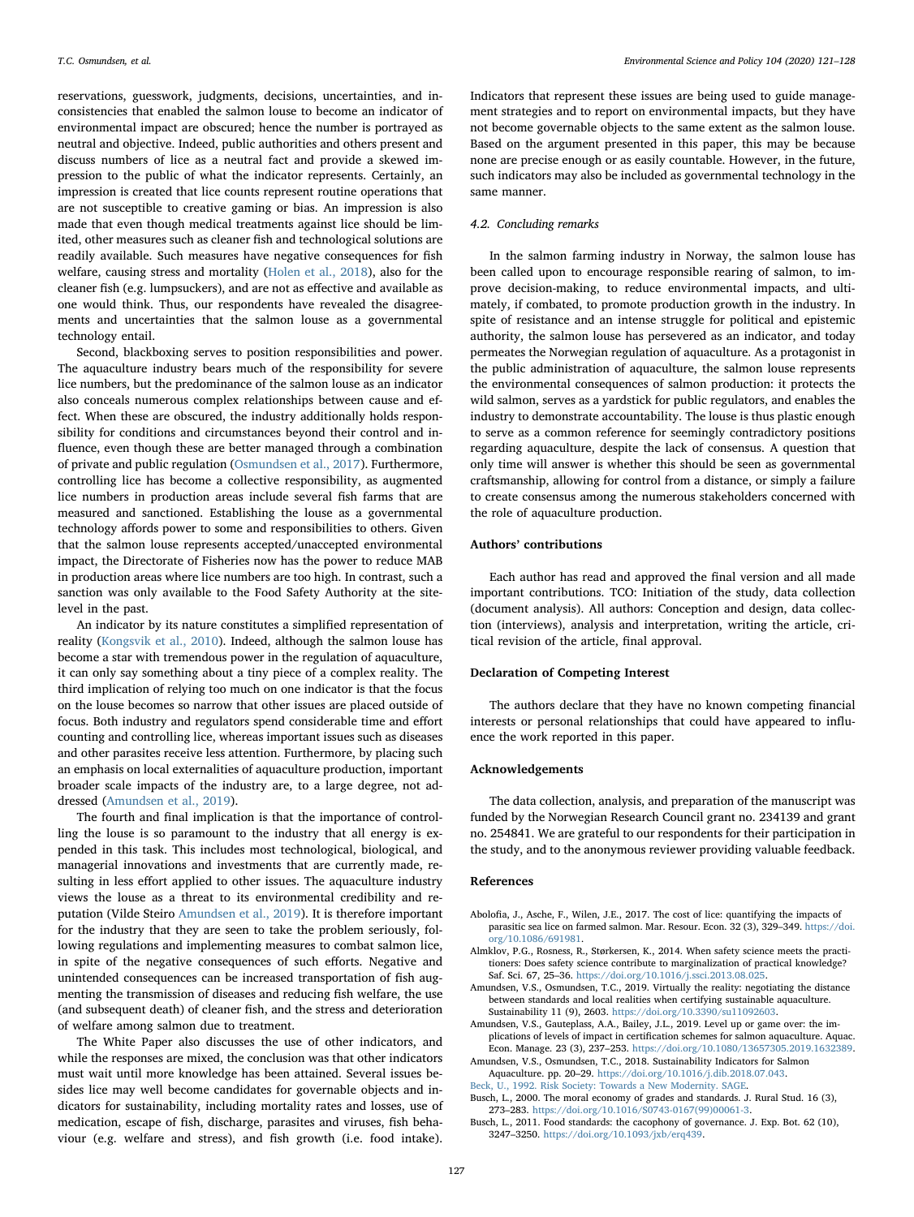reservations, guesswork, judgments, decisions, uncertainties, and inconsistencies that enabled the salmon louse to become an indicator of environmental impact are obscured; hence the number is portrayed as neutral and objective. Indeed, public authorities and others present and discuss numbers of lice as a neutral fact and provide a skewed impression to the public of what the indicator represents. Certainly, an impression is created that lice counts represent routine operations that are not susceptible to creative gaming or bias. An impression is also made that even though medical treatments against lice should be limited, other measures such as cleaner fish and technological solutions are readily available. Such measures have negative consequences for fish welfare, causing stress and mortality (Holen et al., 2018), also for the cleaner fish (e.g. lumpsuckers), and are not as effective and available as one would think. Thus, our respondents have revealed the disagreements and uncertainties that the salmon louse as a governmental technology entail.

Second, blackboxing serves to position responsibilities and power. The aquaculture industry bears much of the responsibility for severe lice numbers, but the predominance of the salmon louse as an indicator also conceals numerous complex relationships between cause and effect. When these are obscured, the industry additionally holds responsibility for conditions and circumstances beyond their control and influence, even though these are better managed through a combination of private and public regulation (Osmundsen et al., 2017). Furthermore, controlling lice has become a collective responsibility, as augmented lice numbers in production areas include several fish farms that are measured and sanctioned. Establishing the louse as a governmental technology affords power to some and responsibilities to others. Given that the salmon louse represents accepted/unaccepted environmental impact, the Directorate of Fisheries now has the power to reduce MAB in production areas where lice numbers are too high. In contrast, such a sanction was only available to the Food Safety Authority at the site-level in the past.

An indicator by its nature constitutes a simplified representation of reality (Kongsvik et al., 2010). Indeed, although the salmon louse has become a star with tremendous power in the regulation of aquaculture, it can only say something about a tiny piece of a complex reality. The third implication of relying too much on one indicator is that the focus on the louse becomes so narrow that other issues are placed outside of focus. Both industry and regulators spend considerable time and effort counting and controlling lice, whereas important issues such as diseases and other parasites receive less attention. Furthermore, by placing such an emphasis on local externalities of aquaculture production, important broader scale impacts of the industry are, to a large degree, not addressed (Amundsen et al., 2019).

The fourth and final implication is that the importance of controlling the louse is so paramount to the industry that all energy is expended in this task. This includes most technological, biological, and managerial innovations and investments that are currently made, resulting in less effort applied to other issues. The aquaculture industry views the louse as a threat to its environmental credibility and reputation (Vilde Steiro Amundsen et al., 2019). It is therefore important for the industry that they are seen to take the problem seriously, following regulations and implementing measures to combat salmon lice, in spite of the negative consequences of such efforts. Negative and unintended consequences can be increased transportation of fish augmenting the transmission of diseases and reducing fish welfare, the use (and subsequent death) of cleaner fish, and the stress and deterioration of welfare among salmon due to treatment.

The White Paper also discusses the use of other indicators, and while the responses are mixed, the conclusion was that other indicators must wait until more knowledge has been attained. Several issues besides lice may well become candidates for governable objects and indicators for sustainability, including mortality rates and losses, use of medication, escape of fish, discharge, parasites and viruses, fish behaviour (e.g. welfare and stress), and fish growth (i.e. food intake). Indicators that represent these issues are being used to guide management strategies and to report on environmental impacts, but they have not become governable objects to the same extent as the salmon louse. Based on the argument presented in this paper, this may be because none are precise enough or as easily countable. However, in the future, such indicators may also be included as governmental technology in the same manner.

### 4.2. Concluding remarks

In the salmon farming industry in Norway, the salmon louse has been called upon to encourage responsible rearing of salmon, to improve decision-making, to reduce environmental impacts, and ultimately, if combated, to promote production growth in the industry. In spite of resistance and an intense struggle for political and epistemic authority, the salmon louse has persevered as an indicator, and today permeates the Norwegian regulation of aquaculture. As a protagonist in the public administration of aquaculture, the salmon louse represents the environmental consequences of salmon production: it protects the wild salmon, serves as a yardstick for public regulators, and enables the industry to demonstrate accountability. The louse is thus plastic enough to serve as a common reference for seemingly contradictory positions regarding aquaculture, despite the lack of consensus. A question that only time will answer is whether this should be seen as governmental craftsmanship, allowing for control from a distance, or simply a failure to create consensus among the numerous stakeholders concerned with the role of aquaculture production.

## Authors' contributions

Each author has read and approved the final version and all made important contributions. TCO: Initiation of the study, data collection (document analysis). All authors: Conception and design, data collection (interviews), analysis and interpretation, writing the article, critical revision of the article, final approval.

## Declaration of Competing Interest

The authors declare that they have no known competing financial interests or personal relationships that could have appeared to influence the work reported in this paper.

## Acknowledgements

The data collection, analysis, and preparation of the manuscript was funded by the Norwegian Research Council grant no. 234139 and grant no. 254841. We are grateful to our respondents for their participation in the study, and to the anonymous reviewer providing valuable feedback.

## References

Abolofia, J., Asche, F., Wilen, J.E., 2017. The cost of lice: quantifying the impacts of parasitic sea lice on farmed salmon. Mar. Resour. Econ. 32 (3), 329–349. https://doi.org/10.1086/691981.

Almklov, P.G., Rosness, R., Størkersen, K., 2014. When safety science meets the practitioners: Does safety science contribute to marginalization of practical knowledge? Saf. Sci. 67, 25–36. https://doi.org/10.1016/j.ssci.2013.08.025.

Amundsen, V.S., Osmundsen, T.C., 2019. Virtually the reality: negotiating the distance between standards and local realities when certifying sustainable aquaculture. Sustainability 11 (9), 2603. https://doi.org/10.3390/su11092603.

Amundsen, V.S., Gauteplass, A.A., Bailey, J.L., 2019. Level up or game over: the implications of levels of impact in certification schemes for salmon aquaculture. Aquac. Econ. Manage. 23 (3), 237–253. https://doi.org/10.1080/13657305.2019.1632389.

Amundsen, V.S., Osmundsen, T.C., 2018. Sustainability Indicators for Salmon Aquaculture. pp. 20–29. https://doi.org/10.1016/j.dib.2018.07.043.

Beck, U., 1992. Risk Society: Towards a New Modernity. SAGE.

Busch, L., 2000. The moral economy of grades and standards. J. Rural Stud. 16 (3), 273–283. https://doi.org/10.1016/S0743-0167(99)00061-3.

Busch, L., 2011. Food standards: the cacophony of governance. J. Exp. Bot. 62 (10), 3247–3250. https://doi.org/10.1093/jxb/erq439.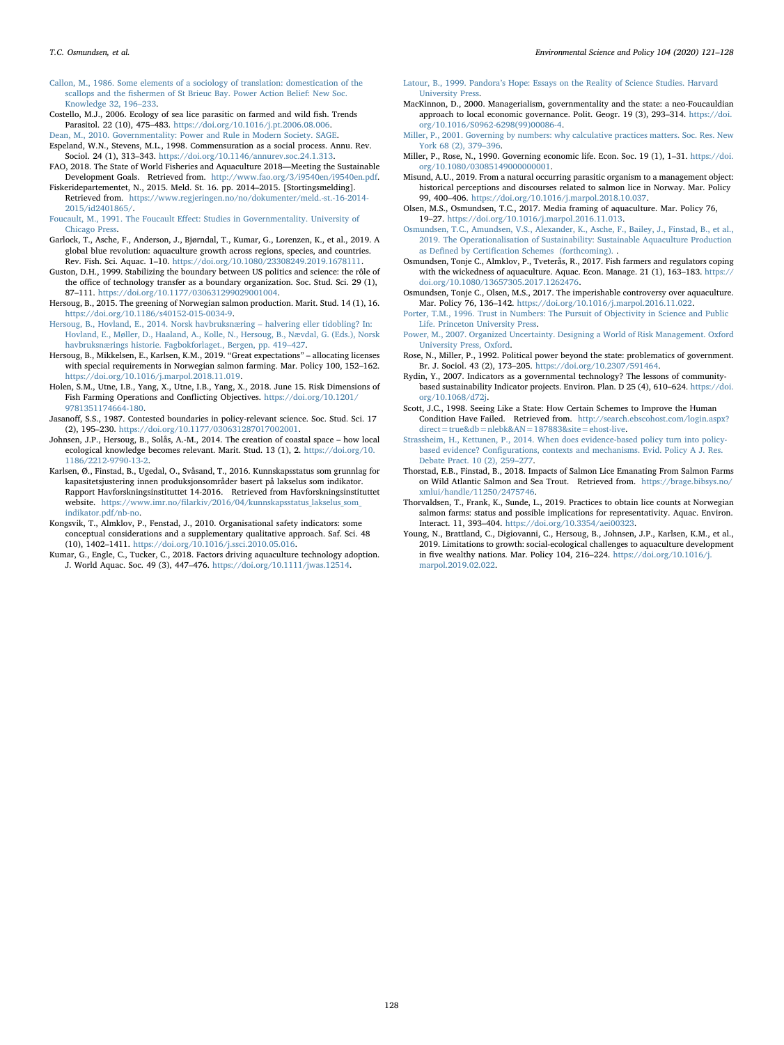Callon, M., 1986. Some elements of a sociology of translation: domestication of the scallops and the fishermen of St Brieuc Bay. Power Action Belief: New Soc. Knowledge 32, 196–233.

Costello, M.J., 2006. Ecology of sea lice parasitic on farmed and wild fish. Trends Parasitol. 22 (10), 475–483. https://doi.org/10.1016/j.pt.2006.08.006.

Dean, M., 2010. Governmentality: Power and Rule in Modern Society. SAGE.

Espeland, W.N., Stevens, M.L., 1998. Commensuration as a social process. Annu. Rev. Sociol. 24 (1), 313–343. https://doi.org/10.1146/annurev.soc.24.1.313.

FAO, 2018. The State of World Fisheries and Aquaculture 2018—Meeting the Sustainable Development Goals. Retrieved from. http://www.fao.org/3/i9540en/i9540en.pdf.

Fiskeridepartementet, N., 2015. Meld. St. 16. pp. 2014–2015. [Stortingsmelding]. Retrieved from. https://www.regjeringen.no/no/dokumenter/meld.-st.-16-2014-2015/id2401865/.

Foucault, M., 1991. The Foucault Effect: Studies in Governmentality. University of Chicago Press.

Garlock, T., Asche, F., Anderson, J., Bjørndal, T., Kumar, G., Lorenzen, K., et al., 2019. A global blue revolution: aquaculture growth across regions, species, and countries. Rev. Fish. Sci. Aquac. 1–10. https://doi.org/10.1080/23308249.2019.1678111.

Guston, D.H., 1999. Stabilizing the boundary between US politics and science: the rôle of the office of technology transfer as a boundary organization. Soc. Stud. Sci. 29 (1), 87–111. https://doi.org/10.1177/030631299029001004.

Hersoug, B., 2015. The greening of Norwegian salmon production. Marit. Stud. 14 (1), 16. https://doi.org/10.1186/s40152-015-0034-9.

Hersoug, B., Hovland, E., 2014. Norsk havbruksnæring – halvering eller tidobling? In: Hovland, E., Møller, D., Haaland, A., Kolle, N., Hersoug, B., Nævdal, G. (Eds.), Norsk havbruksnærings historie. Fagbokforlaget., Bergen, pp. 419–427.

Hersoug, B., Mikkelsen, E., Karlsen, K.M., 2019. "Great expectations" – allocating licenses with special requirements in Norwegian salmon farming. Mar. Policy 100, 152–162. https://doi.org/10.1016/j.marpol.2018.11.019.

Holen, S.M., Utne, I.B., Yang, X., Utne, I.B., Yang, X., 2018. June 15. Risk Dimensions of Fish Farming Operations and Conflicting Objectives. https://doi.org/10.1201/9781351174664-180.

Jasanoff, S.S., 1987. Contested boundaries in policy-relevant science. Soc. Stud. Sci. 17 (2), 195–230. https://doi.org/10.1177/030631287017002001.

Johnsen, J.P., Hersoug, B., Solås, A.-M., 2014. The creation of coastal space – how local ecological knowledge becomes relevant. Marit. Stud. 13 (1), 2. https://doi.org/10.1186/2212-9790-13-2.

Karlsen, Ø., Finstad, B., Ugedal, O., Svåsand, T., 2016. Kunnskapsstatus som grunnlag for kapasitetsjustering innen produksjonsområder basert på lakselus som indikator. Rapport Havforskningsinstituttet 14-2016. Retrieved from Havforskningsinstituttet website. https://www.imr.no/filarkiv/2016/04/kunnskapsstatus_lakselus_som_indikator.pdf/nb-no.

Kongsvik, T., Almklov, P., Fenstad, J., 2010. Organisational safety indicators: some conceptual considerations and a supplementary qualitative approach. Saf. Sci. 48 (10), 1402–1411. https://doi.org/10.1016/j.ssci.2010.05.016.

Kumar, G., Engle, C., Tucker, C., 2018. Factors driving aquaculture technology adoption. J. World Aquac. Soc. 49 (3), 447–476. https://doi.org/10.1111/jwas.12514.

Latour, B., 1999. Pandora's Hope: Essays on the Reality of Science Studies. Harvard University Press.

MacKinnon, D., 2000. Managerialism, governmentality and the state: a neo-Foucauldian approach to local economic governance. Polit. Geogr. 19 (3), 293–314. https://doi.org/10.1016/S0962-6298(99)00086-4.

Miller, P., 2001. Governing by numbers: why calculative practices matters. Soc. Res. New York 68 (2), 379–396.

Miller, P., Rose, N., 1990. Governing economic life. Econ. Soc. 19 (1), 1–31. https://doi.org/10.1080/03085149000000001.

Misund, A.U., 2019. From a natural occurring parasitic organism to a management object: historical perceptions and discourses related to salmon lice in Norway. Mar. Policy 99, 400–406. https://doi.org/10.1016/j.marpol.2018.10.037.

Olsen, M.S., Osmundsen, T.C., 2017. Media framing of aquaculture. Mar. Policy 76, 19–27. https://doi.org/10.1016/j.marpol.2016.11.013.

Osmundsen, T.C., Amundsen, V.S., Alexander, K., Asche, F., Bailey, J., Finstad, B., et al., 2019. The Operationalisation of Sustainability: Sustainable Aquaculture Production as Defined by Certification Schemes (forthcoming). .

Osmundsen, Tonje C., Almklov, P., Tveterås, R., 2017. Fish farmers and regulators coping with the wickedness of aquaculture. Aquac. Econ. Manage. 21 (1), 163–183. https://doi.org/10.1080/13657305.2017.1262476.

Osmundsen, Tonje C., Olsen, M.S., 2017. The imperishable controversy over aquaculture. Mar. Policy 76, 136–142. https://doi.org/10.1016/j.marpol.2016.11.022.

Porter, T.M., 1996. Trust in Numbers: The Pursuit of Objectivity in Science and Public Life. Princeton University Press.

Power, M., 2007. Organized Uncertainty. Designing a World of Risk Management. Oxford University Press, Oxford.

Rose, N., Miller, P., 1992. Political power beyond the state: problematics of government. Br. J. Sociol. 43 (2), 173–205. https://doi.org/10.2307/591464.

Rydin, Y., 2007. Indicators as a governmental technology? The lessons of community-based sustainability Indicator projects. Environ. Plan. D 25 (4), 610–624. https://doi.org/10.1068/d72j.

Scott, J.C., 1998. Seeing Like a State: How Certain Schemes to Improve the Human Condition Have Failed. Retrieved from. http://search.ebscohost.com/login.aspx?direct=true&db=nlebk&AN=187883&site=ehost-live.

Strassheim, H., Kettunen, P., 2014. When does evidence-based policy turn into policy-based evidence? Configurations, contexts and mechanisms. Evid. Policy A J. Res. Debate Pract. 10 (2), 259–277.

Thorstad, E.B., Finstad, B., 2018. Impacts of Salmon Lice Emanating From Salmon Farms on Wild Atlantic Salmon and Sea Trout. Retrieved from. https://brage.bibsys.no/xmlui/handle/11250/2475746.

Thorvaldsen, T., Frank, K., Sunde, L., 2019. Practices to obtain lice counts at Norwegian salmon farms: status and possible implications for representativity. Aquac. Environ. Interact. 11, 393–404. https://doi.org/10.3354/aei00323.

Young, N., Brattland, C., Digiovanni, C., Hersoug, B., Johnsen, J.P., Karlsen, K.M., et al., 2019. Limitations to growth: social-ecological challenges to aquaculture development in five wealthy nations. Mar. Policy 104, 216–224. https://doi.org/10.1016/j.marpol.2019.02.022.